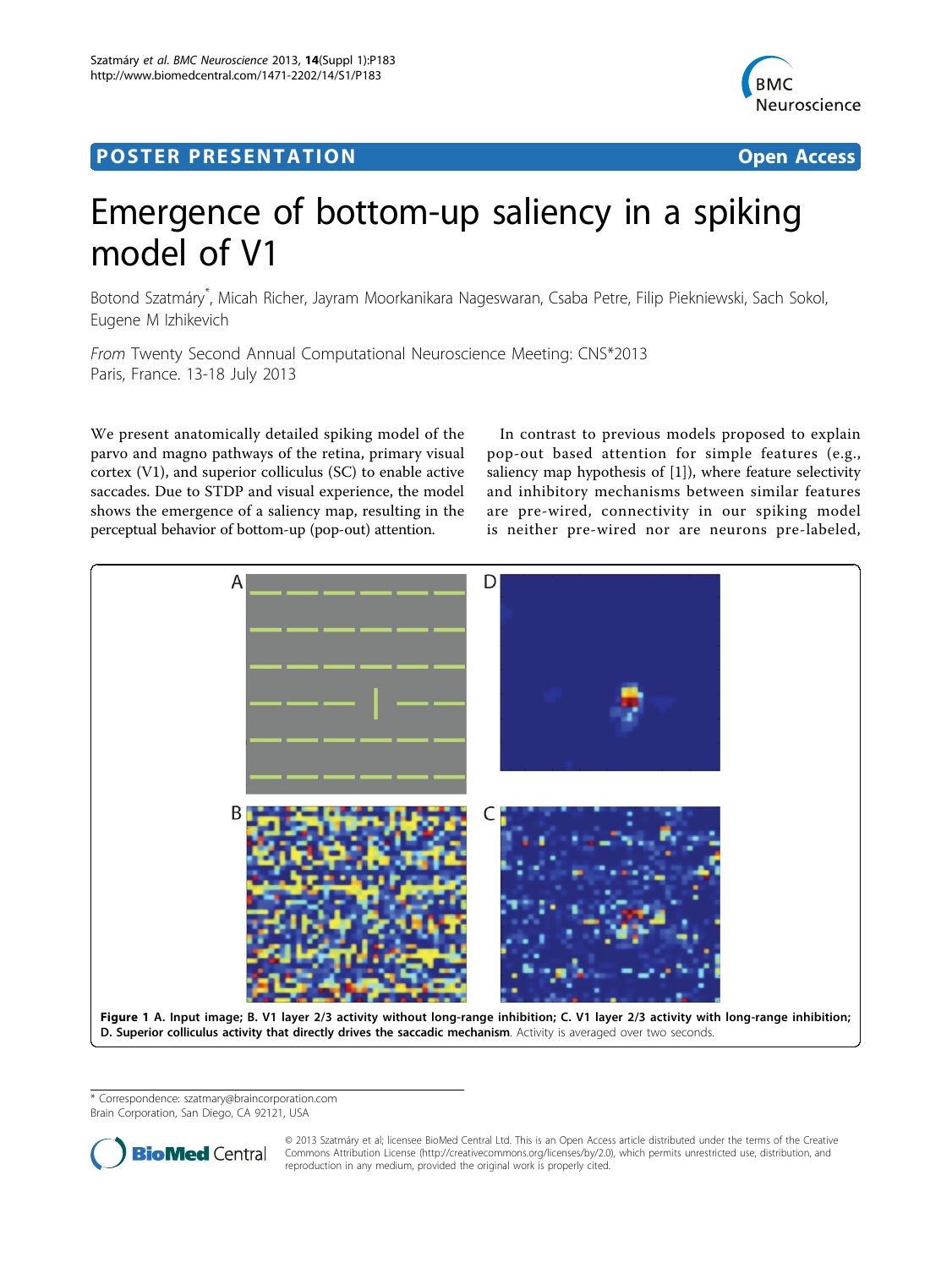POSTER PRESENTATION Open Access

# Emergence of bottom-up saliency in a spiking model of V1

Botond Szatmáry*, Micah Richer, Jayram Moorkanikara Nageswaran, Csaba Petre, Filip Piekniewski, Sach Sokol, Eugene M Izhikevich

*From* Twenty Second Annual Computational Neuroscience Meeting: CNS*2013
Paris, France. 13-18 July 2013

We present anatomically detailed spiking model of the parvo and magno pathways of the retina, primary visual cortex (V1), and superior colliculus (SC) to enable active saccades. Due to STDP and visual experience, the model shows the emergence of a saliency map, resulting in the perceptual behavior of bottom-up (pop-out) attention.

In contrast to previous models proposed to explain pop-out based attention for simple features (e.g., saliency map hypothesis of [1]), where feature selectivity and inhibitory mechanisms between similar features are pre-wired, connectivity in our spiking model is neither pre-wired nor are neurons pre-labeled,

**Figure 1 A. Input image; B. V1 layer 2/3 activity without long-range inhibition; C. V1 layer 2/3 activity with long-range inhibition; D. Superior colliculus activity that directly drives the saccadic mechanism**. Activity is averaged over two seconds.

* Correspondence: szatmary@braincorporation.com
Brain Corporation, San Diego, CA 92121, USA

© 2013 Szatmáry et al; licensee BioMed Central Ltd. This is an Open Access article distributed under the terms of the Creative Commons Attribution License (http://creativecommons.org/licenses/by/2.0), which permits unrestricted use, distribution, and reproduction in any medium, provided the original work is properly cited.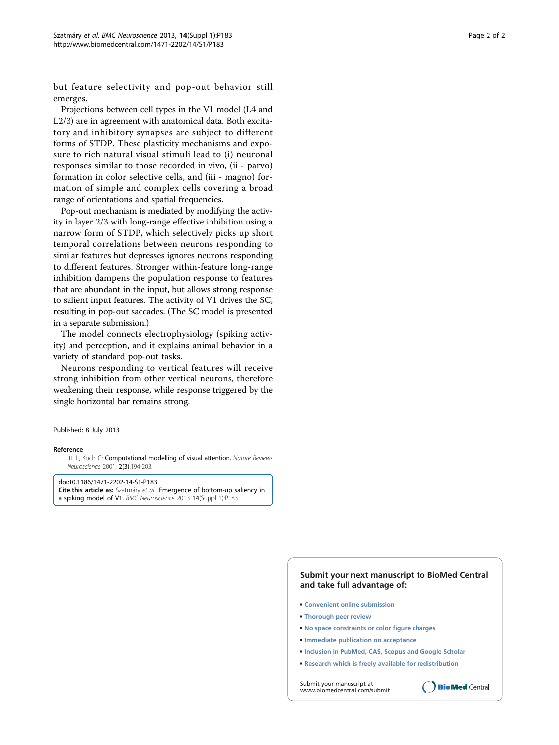but feature selectivity and pop-out behavior still emerges.

Projections between cell types in the V1 model (L4 and L2/3) are in agreement with anatomical data. Both excitatory and inhibitory synapses are subject to different forms of STDP. These plasticity mechanisms and exposure to rich natural visual stimuli lead to (i) neuronal responses similar to those recorded in vivo, (ii - parvo) formation in color selective cells, and (iii - magno) formation of simple and complex cells covering a broad range of orientations and spatial frequencies.

Pop-out mechanism is mediated by modifying the activity in layer 2/3 with long-range effective inhibition using a narrow form of STDP, which selectively picks up short temporal correlations between neurons responding to similar features but depresses ignores neurons responding to different features. Stronger within-feature long-range inhibition dampens the population response to features that are abundant in the input, but allows strong response to salient input features. The activity of V1 drives the SC, resulting in pop-out saccades. (The SC model is presented in a separate submission.)

The model connects electrophysiology (spiking activity) and perception, and it explains animal behavior in a variety of standard pop-out tasks.

Neurons responding to vertical features will receive strong inhibition from other vertical neurons, therefore weakening their response, while response triggered by the single horizontal bar remains strong.

Published: 8 July 2013

### Reference

1. Itti L, Koch C: **Computational modelling of visual attention.** *Nature Reviews Neuroscience* 2001, **2(3)**:194-203.

doi:10.1186/1471-2202-14-S1-P183
**Cite this article as:** Szatmáry *et al.*: **Emergence of bottom-up saliency in a spiking model of V1.** *BMC Neuroscience* 2013 **14**(Suppl 1):P183.

**Submit your next manuscript to BioMed Central and take full advantage of:**

- Convenient online submission
- Thorough peer review
- No space constraints or color figure charges
- Immediate publication on acceptance
- Inclusion in PubMed, CAS, Scopus and Google Scholar
- Research which is freely available for redistribution

Submit your manuscript at
www.biomedcentral.com/submit

BioMed Central